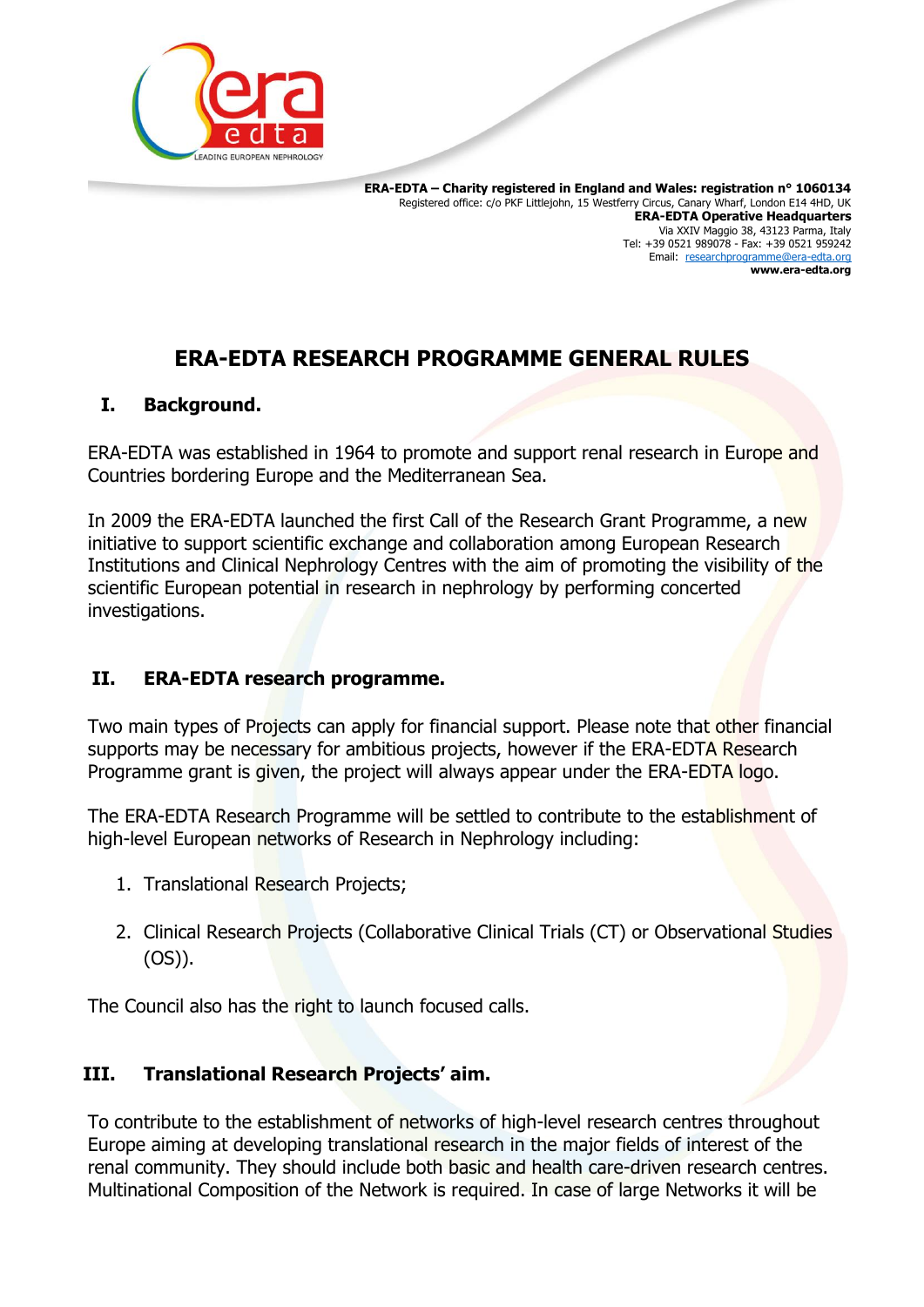**ERA-EDTA – Charity registered in England and Wales: registration n° 1060134**
Registered office: c/o PKF Littlejohn, 15 Westferry Circus, Canary Wharf, London E14 4HD, UK
**ERA-EDTA Operative Headquarters**
Via XXIV Maggio 38, 43123 Parma, Italy
Tel: +39 0521 989078 - Fax: +39 0521 959242
Email: researchprogramme@era-edta.org
**www.era-edta.org**

# ERA-EDTA RESEARCH PROGRAMME GENERAL RULES

## I. Background.

ERA-EDTA was established in 1964 to promote and support renal research in Europe and Countries bordering Europe and the Mediterranean Sea.

In 2009 the ERA-EDTA launched the first Call of the Research Grant Programme, a new initiative to support scientific exchange and collaboration among European Research Institutions and Clinical Nephrology Centres with the aim of promoting the visibility of the scientific European potential in research in nephrology by performing concerted investigations.

## II. ERA-EDTA research programme.

Two main types of Projects can apply for financial support. Please note that other financial supports may be necessary for ambitious projects, however if the ERA-EDTA Research Programme grant is given, the project will always appear under the ERA-EDTA logo.

The ERA-EDTA Research Programme will be settled to contribute to the establishment of high-level European networks of Research in Nephrology including:

1. Translational Research Projects;
2. Clinical Research Projects (Collaborative Clinical Trials (CT) or Observational Studies (OS)).

The Council also has the right to launch focused calls.

## III. Translational Research Projects' aim.

To contribute to the establishment of networks of high-level research centres throughout Europe aiming at developing translational research in the major fields of interest of the renal community. They should include both basic and health care-driven research centres. Multinational Composition of the Network is required. In case of large Networks it will be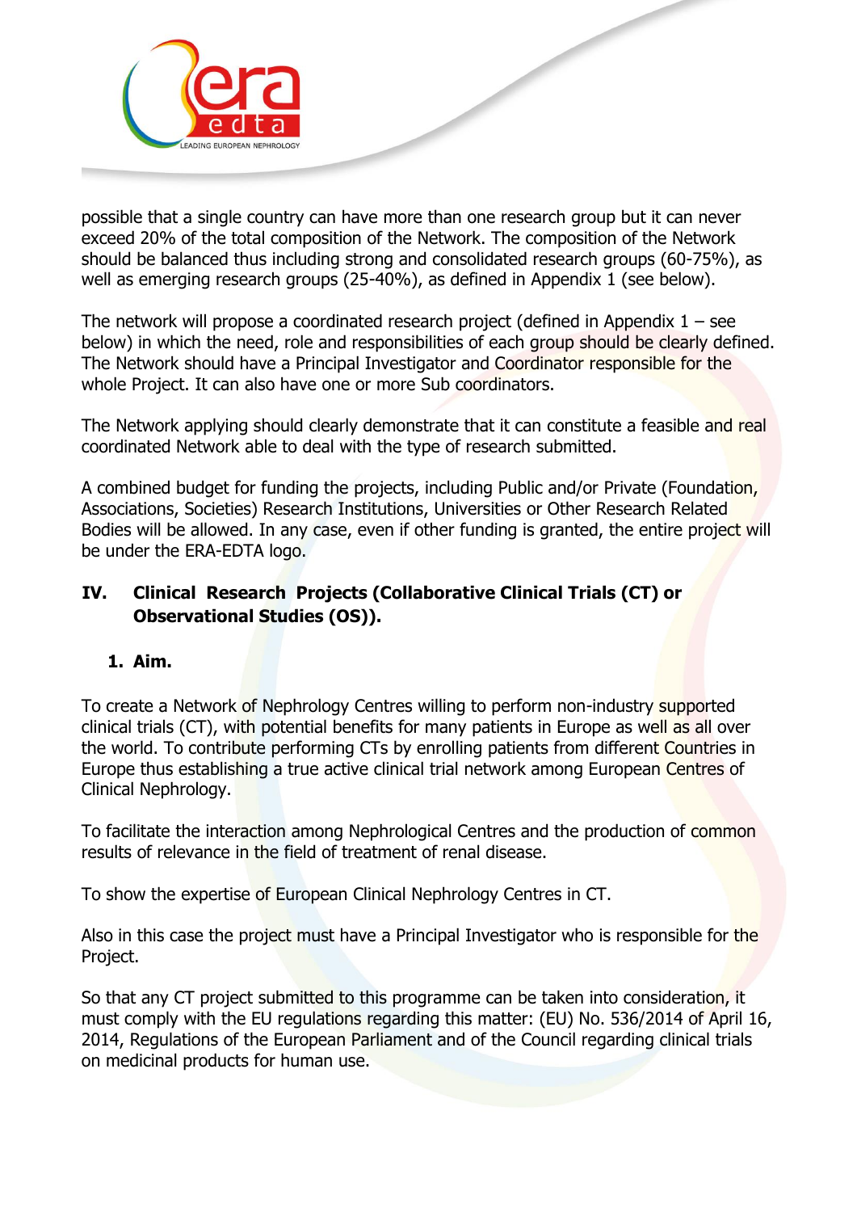possible that a single country can have more than one research group but it can never exceed 20% of the total composition of the Network. The composition of the Network should be balanced thus including strong and consolidated research groups (60-75%), as well as emerging research groups (25-40%), as defined in Appendix 1 (see below).

The network will propose a coordinated research project (defined in Appendix 1 – see below) in which the need, role and responsibilities of each group should be clearly defined. The Network should have a Principal Investigator and Coordinator responsible for the whole Project. It can also have one or more Sub coordinators.

The Network applying should clearly demonstrate that it can constitute a feasible and real coordinated Network able to deal with the type of research submitted.

A combined budget for funding the projects, including Public and/or Private (Foundation, Associations, Societies) Research Institutions, Universities or Other Research Related Bodies will be allowed. In any case, even if other funding is granted, the entire project will be under the ERA-EDTA logo.

## IV. Clinical Research Projects (Collaborative Clinical Trials (CT) or Observational Studies (OS)).

### 1. Aim.

To create a Network of Nephrology Centres willing to perform non-industry supported clinical trials (CT), with potential benefits for many patients in Europe as well as all over the world. To contribute performing CTs by enrolling patients from different Countries in Europe thus establishing a true active clinical trial network among European Centres of Clinical Nephrology.

To facilitate the interaction among Nephrological Centres and the production of common results of relevance in the field of treatment of renal disease.

To show the expertise of European Clinical Nephrology Centres in CT.

Also in this case the project must have a Principal Investigator who is responsible for the Project.

So that any CT project submitted to this programme can be taken into consideration, it must comply with the EU regulations regarding this matter: (EU) No. 536/2014 of April 16, 2014, Regulations of the European Parliament and of the Council regarding clinical trials on medicinal products for human use.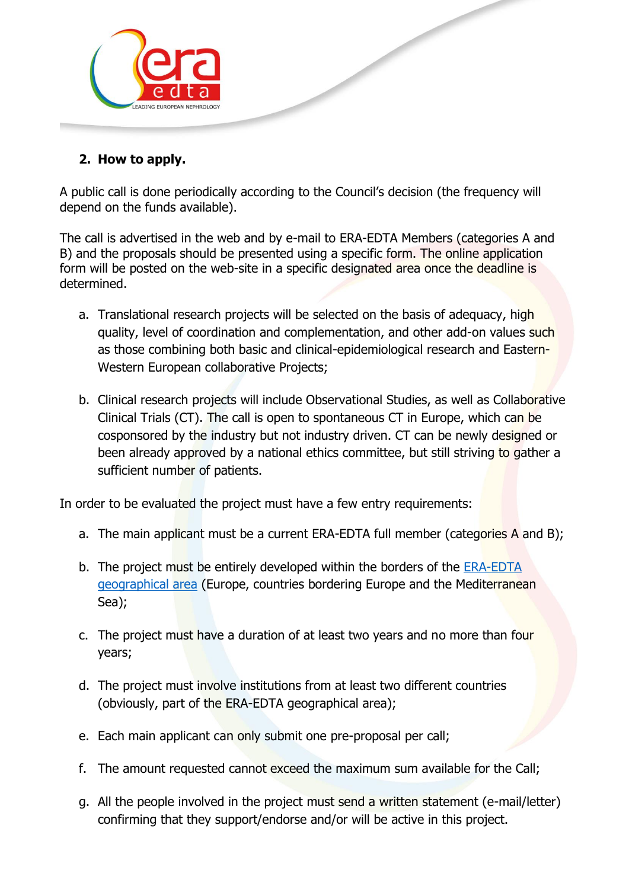## 2. How to apply.

A public call is done periodically according to the Council's decision (the frequency will depend on the funds available).

The call is advertised in the web and by e-mail to ERA-EDTA Members (categories A and B) and the proposals should be presented using a specific form. The online application form will be posted on the web-site in a specific designated area once the deadline is determined.

a. Translational research projects will be selected on the basis of adequacy, high quality, level of coordination and complementation, and other add-on values such as those combining both basic and clinical-epidemiological research and Eastern-Western European collaborative Projects;

b. Clinical research projects will include Observational Studies, as well as Collaborative Clinical Trials (CT). The call is open to spontaneous CT in Europe, which can be cosponsored by the industry but not industry driven. CT can be newly designed or been already approved by a national ethics committee, but still striving to gather a sufficient number of patients.

In order to be evaluated the project must have a few entry requirements:

a. The main applicant must be a current ERA-EDTA full member (categories A and B);

b. The project must be entirely developed within the borders of the ERA-EDTA geographical area (Europe, countries bordering Europe and the Mediterranean Sea);

c. The project must have a duration of at least two years and no more than four years;

d. The project must involve institutions from at least two different countries (obviously, part of the ERA-EDTA geographical area);

e. Each main applicant can only submit one pre-proposal per call;

f. The amount requested cannot exceed the maximum sum available for the Call;

g. All the people involved in the project must send a written statement (e-mail/letter) confirming that they support/endorse and/or will be active in this project.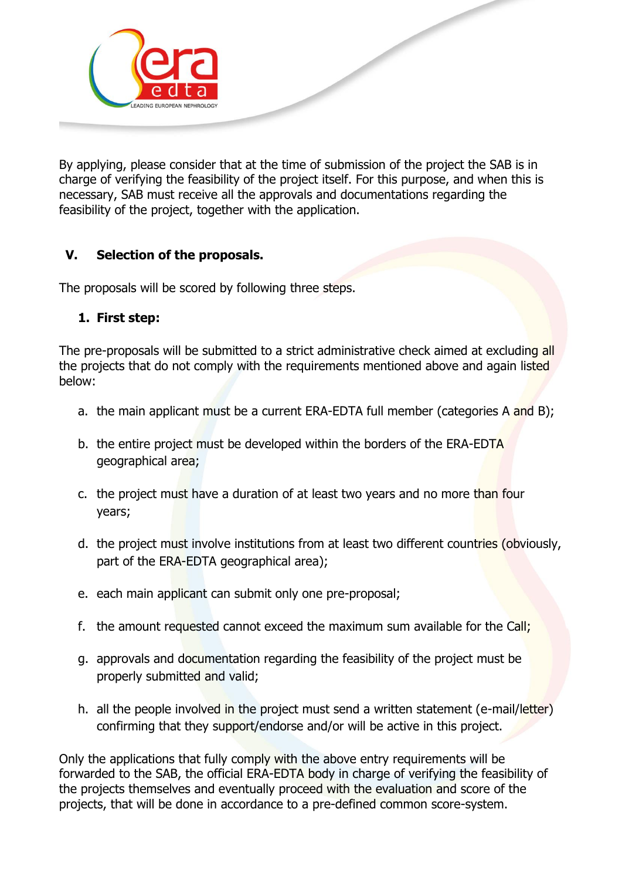By applying, please consider that at the time of submission of the project the SAB is in charge of verifying the feasibility of the project itself. For this purpose, and when this is necessary, SAB must receive all the approvals and documentations regarding the feasibility of the project, together with the application.

## V. Selection of the proposals.

The proposals will be scored by following three steps.

### 1. First step:

The pre-proposals will be submitted to a strict administrative check aimed at excluding all the projects that do not comply with the requirements mentioned above and again listed below:

a. the main applicant must be a current ERA-EDTA full member (categories A and B);

b. the entire project must be developed within the borders of the ERA-EDTA geographical area;

c. the project must have a duration of at least two years and no more than four years;

d. the project must involve institutions from at least two different countries (obviously, part of the ERA-EDTA geographical area);

e. each main applicant can submit only one pre-proposal;

f. the amount requested cannot exceed the maximum sum available for the Call;

g. approvals and documentation regarding the feasibility of the project must be properly submitted and valid;

h. all the people involved in the project must send a written statement (e-mail/letter) confirming that they support/endorse and/or will be active in this project.

Only the applications that fully comply with the above entry requirements will be forwarded to the SAB, the official ERA-EDTA body in charge of verifying the feasibility of the projects themselves and eventually proceed with the evaluation and score of the projects, that will be done in accordance to a pre-defined common score-system.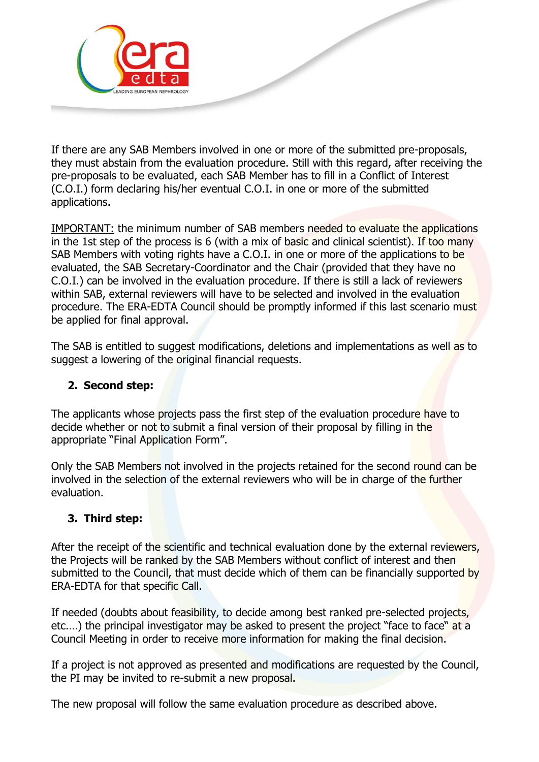If there are any SAB Members involved in one or more of the submitted pre-proposals, they must abstain from the evaluation procedure. Still with this regard, after receiving the pre-proposals to be evaluated, each SAB Member has to fill in a Conflict of Interest (C.O.I.) form declaring his/her eventual C.O.I. in one or more of the submitted applications.

IMPORTANT: the minimum number of SAB members needed to evaluate the applications in the 1st step of the process is 6 (with a mix of basic and clinical scientist). If too many SAB Members with voting rights have a C.O.I. in one or more of the applications to be evaluated, the SAB Secretary-Coordinator and the Chair (provided that they have no C.O.I.) can be involved in the evaluation procedure. If there is still a lack of reviewers within SAB, external reviewers will have to be selected and involved in the evaluation procedure. The ERA-EDTA Council should be promptly informed if this last scenario must be applied for final approval.

The SAB is entitled to suggest modifications, deletions and implementations as well as to suggest a lowering of the original financial requests.

## 2. Second step:

The applicants whose projects pass the first step of the evaluation procedure have to decide whether or not to submit a final version of their proposal by filling in the appropriate "Final Application Form".

Only the SAB Members not involved in the projects retained for the second round can be involved in the selection of the external reviewers who will be in charge of the further evaluation.

## 3. Third step:

After the receipt of the scientific and technical evaluation done by the external reviewers, the Projects will be ranked by the SAB Members without conflict of interest and then submitted to the Council, that must decide which of them can be financially supported by ERA-EDTA for that specific Call.

If needed (doubts about feasibility, to decide among best ranked pre-selected projects, etc.…) the principal investigator may be asked to present the project "face to face" at a Council Meeting in order to receive more information for making the final decision.

If a project is not approved as presented and modifications are requested by the Council, the PI may be invited to re-submit a new proposal.

The new proposal will follow the same evaluation procedure as described above.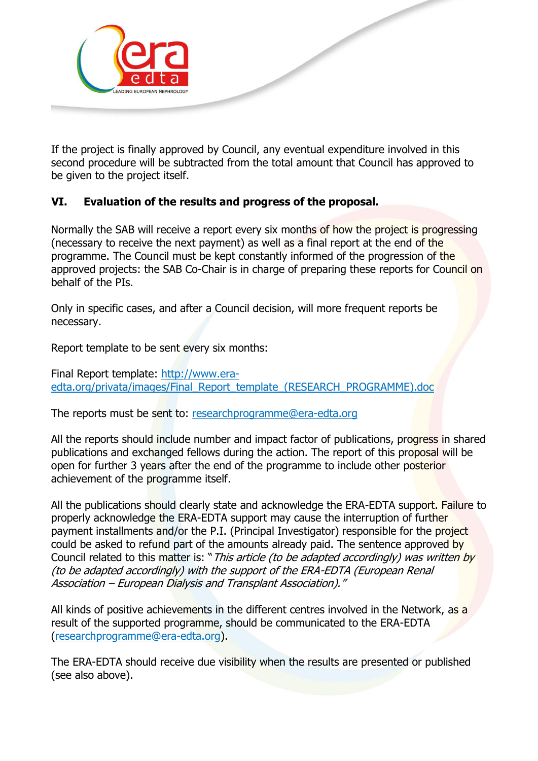If the project is finally approved by Council, any eventual expenditure involved in this second procedure will be subtracted from the total amount that Council has approved to be given to the project itself.

### VI. Evaluation of the results and progress of the proposal.

Normally the SAB will receive a report every six months of how the project is progressing (necessary to receive the next payment) as well as a final report at the end of the programme. The Council must be kept constantly informed of the progression of the approved projects: the SAB Co-Chair is in charge of preparing these reports for Council on behalf of the PIs.

Only in specific cases, and after a Council decision, will more frequent reports be necessary.

Report template to be sent every six months:

Final Report template: http://www.era-edta.org/privata/images/Final_Report_template_(RESEARCH_PROGRAMME).doc

The reports must be sent to: researchprogramme@era-edta.org

All the reports should include number and impact factor of publications, progress in shared publications and exchanged fellows during the action. The report of this proposal will be open for further 3 years after the end of the programme to include other posterior achievement of the programme itself.

All the publications should clearly state and acknowledge the ERA-EDTA support. Failure to properly acknowledge the ERA-EDTA support may cause the interruption of further payment installments and/or the P.I. (Principal Investigator) responsible for the project could be asked to refund part of the amounts already paid. The sentence approved by Council related to this matter is: "*This article (to be adapted accordingly) was written by (to be adapted accordingly) with the support of the ERA-EDTA (European Renal Association – European Dialysis and Transplant Association).*"

All kinds of positive achievements in the different centres involved in the Network, as a result of the supported programme, should be communicated to the ERA-EDTA (researchprogramme@era-edta.org).

The ERA-EDTA should receive due visibility when the results are presented or published (see also above).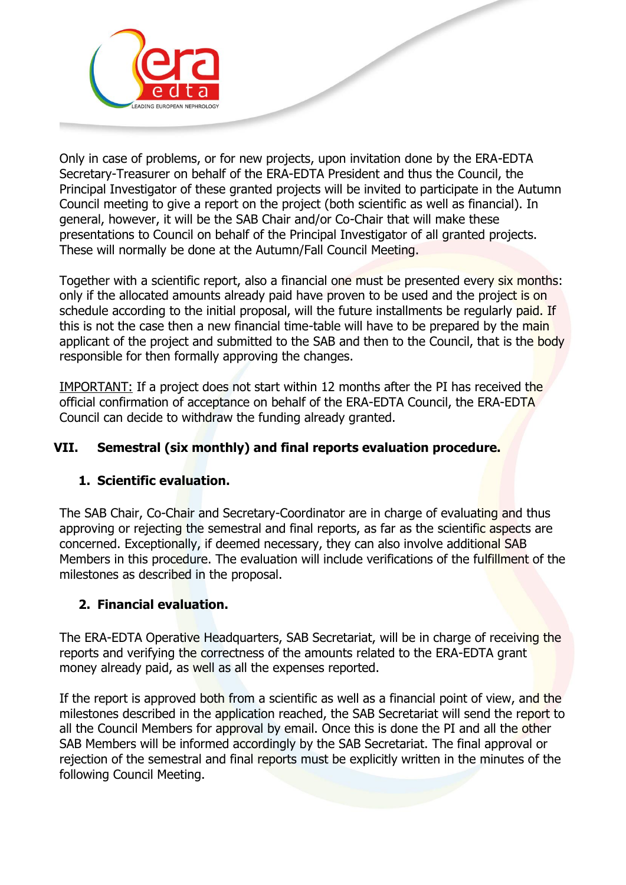Only in case of problems, or for new projects, upon invitation done by the ERA-EDTA Secretary-Treasurer on behalf of the ERA-EDTA President and thus the Council, the Principal Investigator of these granted projects will be invited to participate in the Autumn Council meeting to give a report on the project (both scientific as well as financial). In general, however, it will be the SAB Chair and/or Co-Chair that will make these presentations to Council on behalf of the Principal Investigator of all granted projects. These will normally be done at the Autumn/Fall Council Meeting.

Together with a scientific report, also a financial one must be presented every six months: only if the allocated amounts already paid have proven to be used and the project is on schedule according to the initial proposal, will the future installments be regularly paid. If this is not the case then a new financial time-table will have to be prepared by the main applicant of the project and submitted to the SAB and then to the Council, that is the body responsible for then formally approving the changes.

<u>IMPORTANT:</u> If a project does not start within 12 months after the PI has received the official confirmation of acceptance on behalf of the ERA-EDTA Council, the ERA-EDTA Council can decide to withdraw the funding already granted.

## VII. Semestral (six monthly) and final reports evaluation procedure.

### 1. Scientific evaluation.

The SAB Chair, Co-Chair and Secretary-Coordinator are in charge of evaluating and thus approving or rejecting the semestral and final reports, as far as the scientific aspects are concerned. Exceptionally, if deemed necessary, they can also involve additional SAB Members in this procedure. The evaluation will include verifications of the fulfillment of the milestones as described in the proposal.

### 2. Financial evaluation.

The ERA-EDTA Operative Headquarters, SAB Secretariat, will be in charge of receiving the reports and verifying the correctness of the amounts related to the ERA-EDTA grant money already paid, as well as all the expenses reported.

If the report is approved both from a scientific as well as a financial point of view, and the milestones described in the application reached, the SAB Secretariat will send the report to all the Council Members for approval by email. Once this is done the PI and all the other SAB Members will be informed accordingly by the SAB Secretariat. The final approval or rejection of the semestral and final reports must be explicitly written in the minutes of the following Council Meeting.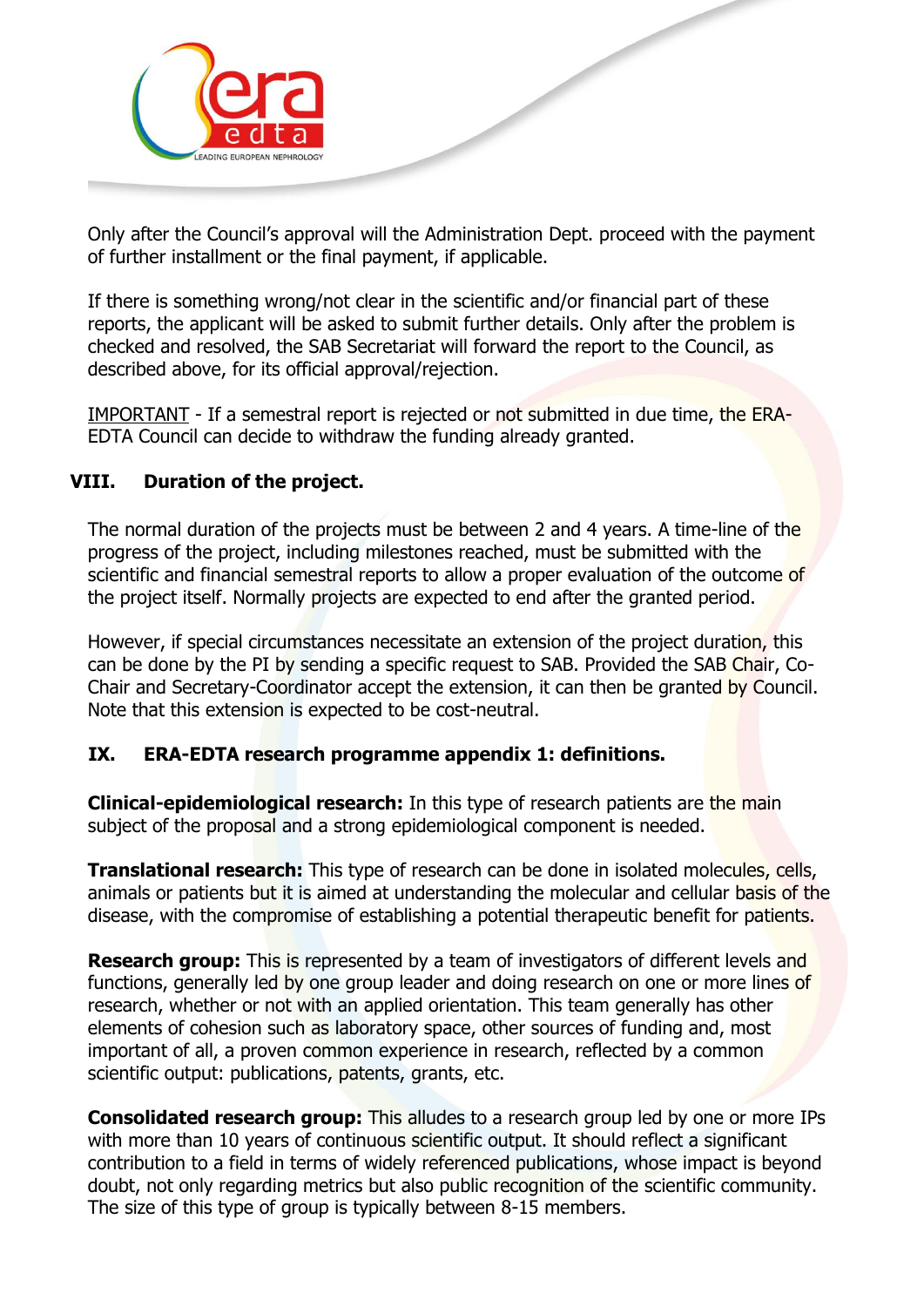Only after the Council's approval will the Administration Dept. proceed with the payment of further installment or the final payment, if applicable.

If there is something wrong/not clear in the scientific and/or financial part of these reports, the applicant will be asked to submit further details. Only after the problem is checked and resolved, the SAB Secretariat will forward the report to the Council, as described above, for its official approval/rejection.

<u>IMPORTANT</u> - If a semestral report is rejected or not submitted in due time, the ERA-EDTA Council can decide to withdraw the funding already granted.

## VIII. Duration of the project.

The normal duration of the projects must be between 2 and 4 years. A time-line of the progress of the project, including milestones reached, must be submitted with the scientific and financial semestral reports to allow a proper evaluation of the outcome of the project itself. Normally projects are expected to end after the granted period.

However, if special circumstances necessitate an extension of the project duration, this can be done by the PI by sending a specific request to SAB. Provided the SAB Chair, Co-Chair and Secretary-Coordinator accept the extension, it can then be granted by Council. Note that this extension is expected to be cost-neutral.

## IX. ERA-EDTA research programme appendix 1: definitions.

**Clinical-epidemiological research:** In this type of research patients are the main subject of the proposal and a strong epidemiological component is needed.

**Translational research:** This type of research can be done in isolated molecules, cells, animals or patients but it is aimed at understanding the molecular and cellular basis of the disease, with the compromise of establishing a potential therapeutic benefit for patients.

**Research group:** This is represented by a team of investigators of different levels and functions, generally led by one group leader and doing research on one or more lines of research, whether or not with an applied orientation. This team generally has other elements of cohesion such as laboratory space, other sources of funding and, most important of all, a proven common experience in research, reflected by a common scientific output: publications, patents, grants, etc.

**Consolidated research group:** This alludes to a research group led by one or more IPs with more than 10 years of continuous scientific output. It should reflect a significant contribution to a field in terms of widely referenced publications, whose impact is beyond doubt, not only regarding metrics but also public recognition of the scientific community. The size of this type of group is typically between 8-15 members.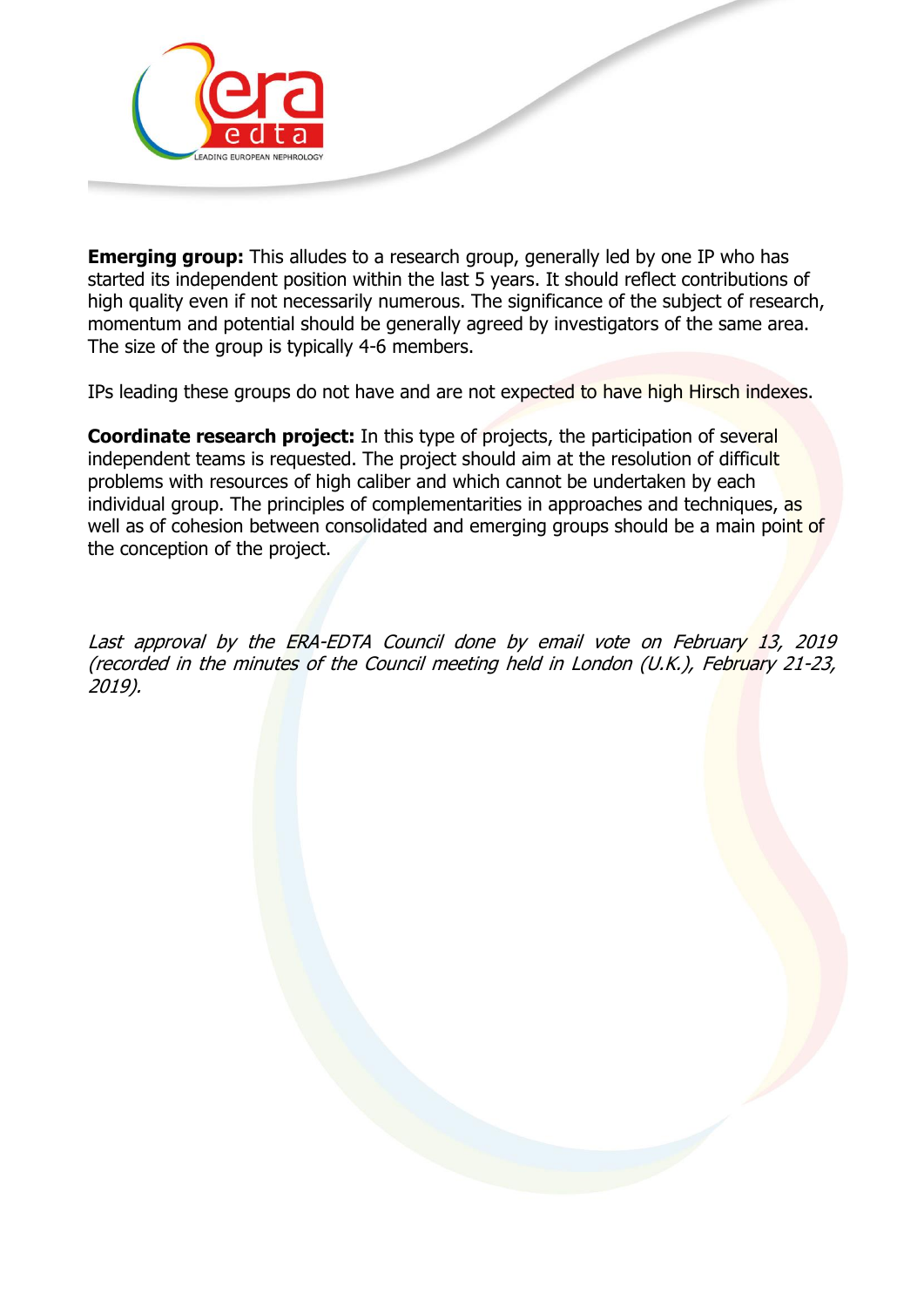**Emerging group:** This alludes to a research group, generally led by one IP who has started its independent position within the last 5 years. It should reflect contributions of high quality even if not necessarily numerous. The significance of the subject of research, momentum and potential should be generally agreed by investigators of the same area. The size of the group is typically 4-6 members.

IPs leading these groups do not have and are not expected to have high Hirsch indexes.

**Coordinate research project:** In this type of projects, the participation of several independent teams is requested. The project should aim at the resolution of difficult problems with resources of high caliber and which cannot be undertaken by each individual group. The principles of complementarities in approaches and techniques, as well as of cohesion between consolidated and emerging groups should be a main point of the conception of the project.

*Last approval by the ERA-EDTA Council done by email vote on February 13, 2019 (recorded in the minutes of the Council meeting held in London (U.K.), February 21-23, 2019).*